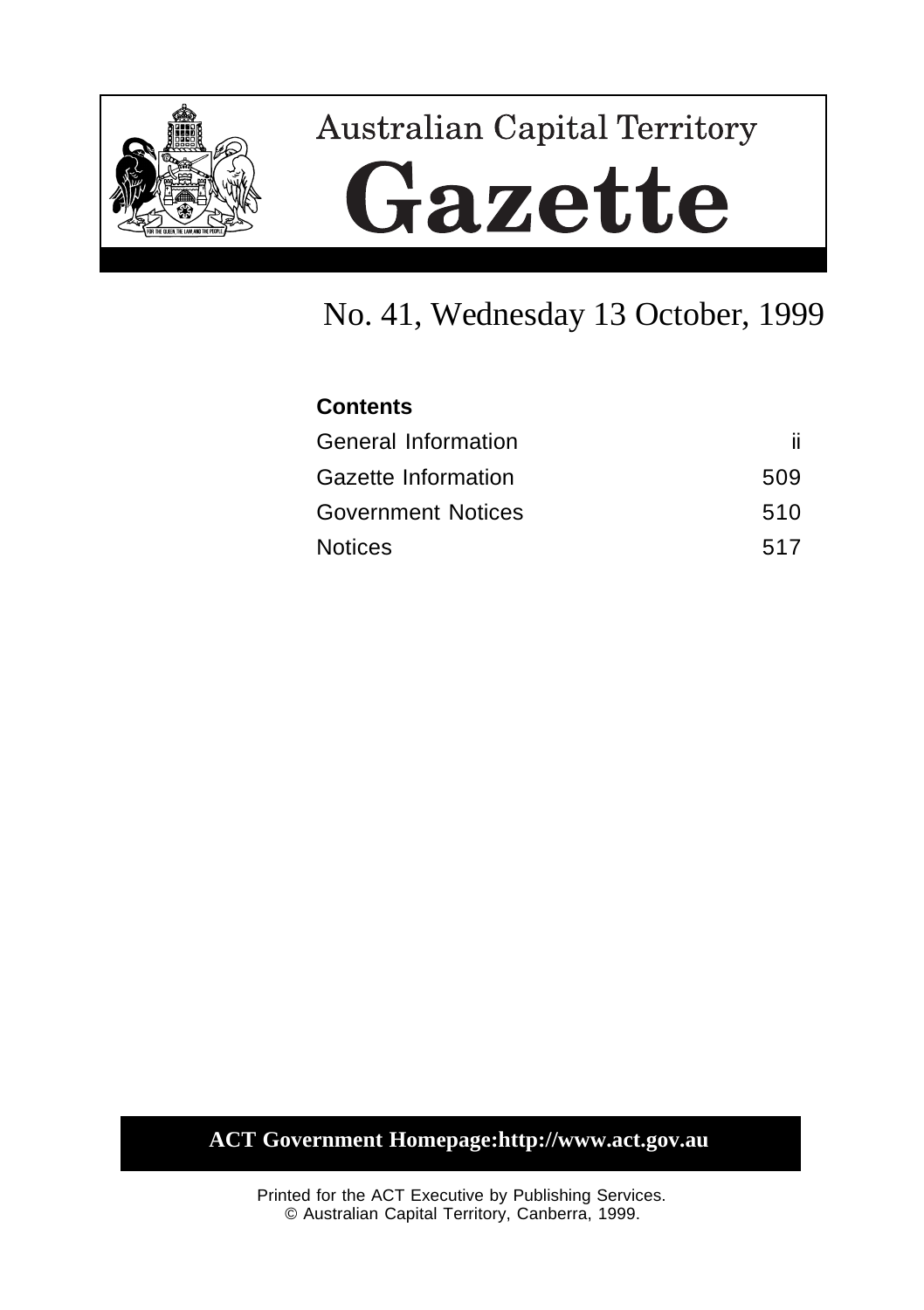# Australian Capital Territory

# Gazette

## No. 41, Wednesday 13 October, 1999

**Contents**

| | |
|---|---|
| General Information | ii |
| Gazette Information | 509 |
| Government Notices | 510 |
| Notices | 517 |

**ACT Government Homepage:http://www.act.gov.au**

Printed for the ACT Executive by Publishing Services.
© Australian Capital Territory, Canberra, 1999.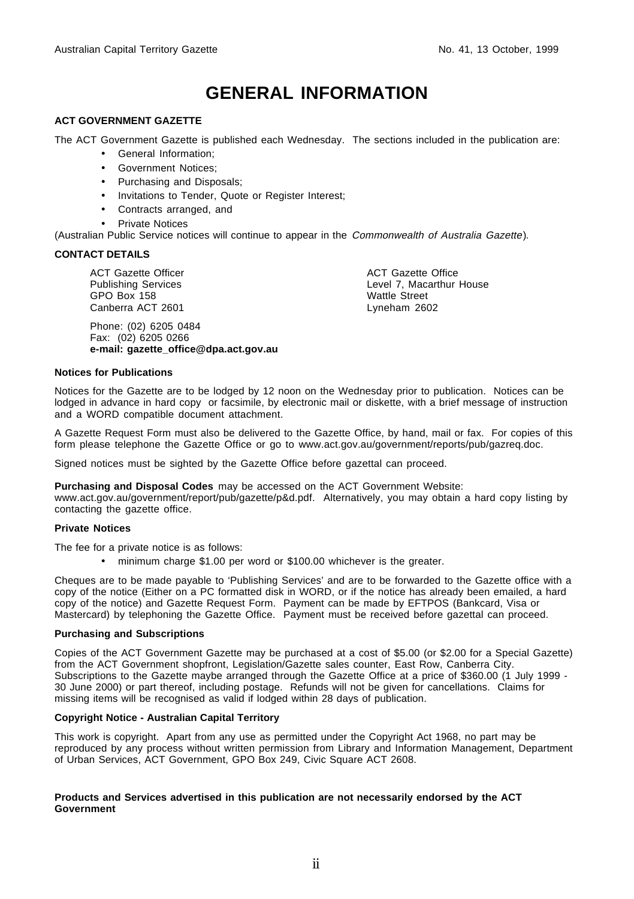# GENERAL INFORMATION

**ACT GOVERNMENT GAZETTE**

The ACT Government Gazette is published each Wednesday. The sections included in the publication are:

- General Information;
- Government Notices;
- Purchasing and Disposals;
- Invitations to Tender, Quote or Register Interest;
- Contracts arranged, and
- Private Notices

(Australian Public Service notices will continue to appear in the *Commonwealth of Australia Gazette*).

**CONTACT DETAILS**

ACT Gazette Officer
Publishing Services
GPO Box 158
Canberra ACT 2601

ACT Gazette Office
Level 7, Macarthur House
Wattle Street
Lyneham 2602

Phone: (02) 6205 0484
Fax: (02) 6205 0266
**e-mail: gazette_office@dpa.act.gov.au**

**Notices for Publications**

Notices for the Gazette are to be lodged by 12 noon on the Wednesday prior to publication. Notices can be lodged in advance in hard copy or facsimile, by electronic mail or diskette, with a brief message of instruction and a WORD compatible document attachment.

A Gazette Request Form must also be delivered to the Gazette Office, by hand, mail or fax. For copies of this form please telephone the Gazette Office or go to www.act.gov.au/government/reports/pub/gazreq.doc.

Signed notices must be sighted by the Gazette Office before gazettal can proceed.

**Purchasing and Disposal Codes** may be accessed on the ACT Government Website: www.act.gov.au/government/report/pub/gazette/p&d.pdf. Alternatively, you may obtain a hard copy listing by contacting the gazette office.

**Private Notices**

The fee for a private notice is as follows:

- minimum charge $1.00 per word or $100.00 whichever is the greater.

Cheques are to be made payable to 'Publishing Services' and are to be forwarded to the Gazette office with a copy of the notice (Either on a PC formatted disk in WORD, or if the notice has already been emailed, a hard copy of the notice) and Gazette Request Form. Payment can be made by EFTPOS (Bankcard, Visa or Mastercard) by telephoning the Gazette Office. Payment must be received before gazettal can proceed.

**Purchasing and Subscriptions**

Copies of the ACT Government Gazette may be purchased at a cost of $5.00 (or $2.00 for a Special Gazette) from the ACT Government shopfront, Legislation/Gazette sales counter, East Row, Canberra City. Subscriptions to the Gazette maybe arranged through the Gazette Office at a price of $360.00 (1 July 1999 - 30 June 2000) or part thereof, including postage. Refunds will not be given for cancellations. Claims for missing items will be recognised as valid if lodged within 28 days of publication.

**Copyright Notice - Australian Capital Territory**

This work is copyright. Apart from any use as permitted under the Copyright Act 1968, no part may be reproduced by any process without written permission from Library and Information Management, Department of Urban Services, ACT Government, GPO Box 249, Civic Square ACT 2608.

**Products and Services advertised in this publication are not necessarily endorsed by the ACT Government**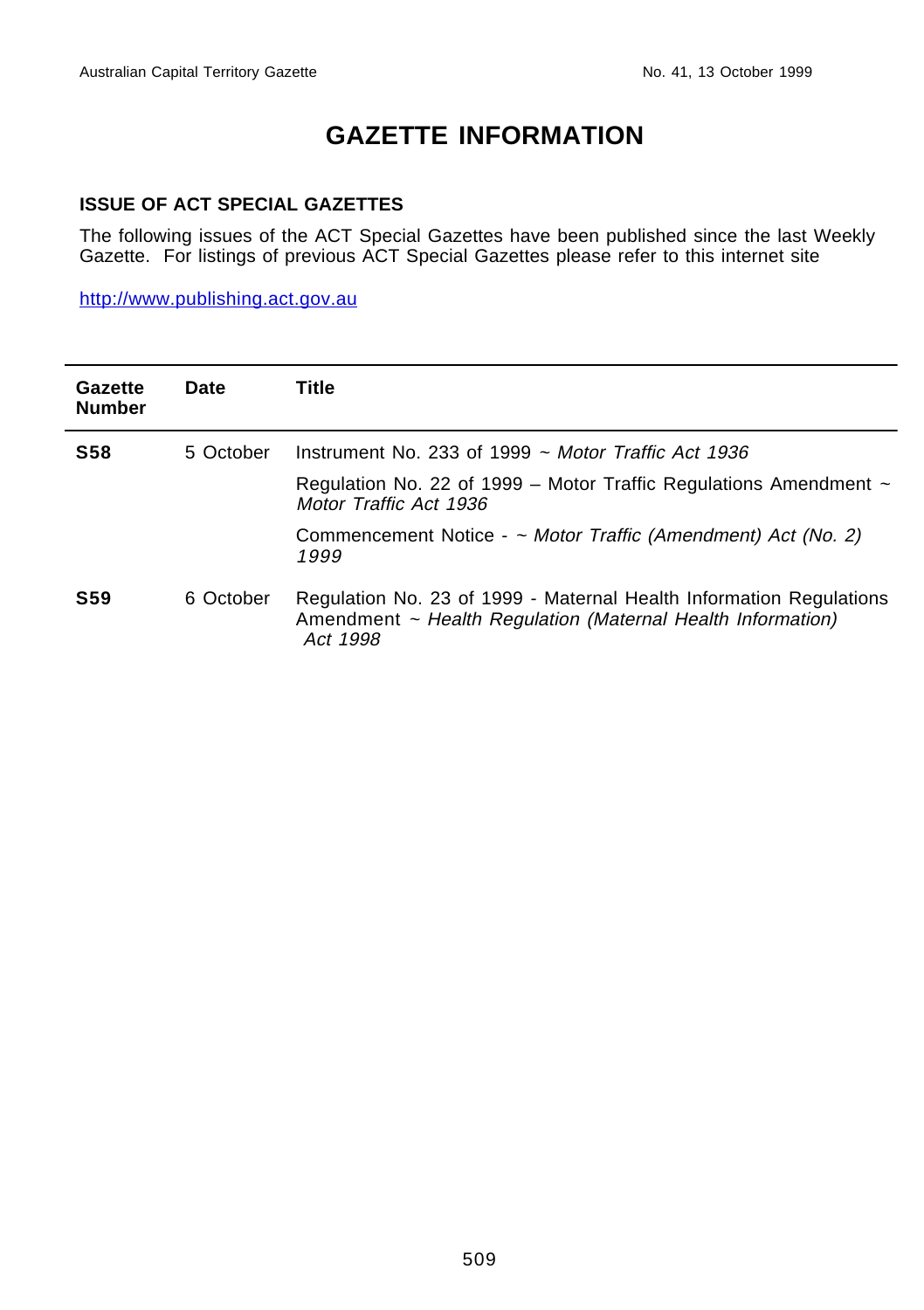# GAZETTE INFORMATION

## ISSUE OF ACT SPECIAL GAZETTES

The following issues of the ACT Special Gazettes have been published since the last Weekly Gazette. For listings of previous ACT Special Gazettes please refer to this internet site

http://www.publishing.act.gov.au

| Gazette Number | Date | Title |
|---|---|---|
| **S58** | 5 October | Instrument No. 233 of 1999 ~ *Motor Traffic Act 1936* |
| | | Regulation No. 22 of 1999 – Motor Traffic Regulations Amendment ~ *Motor Traffic Act 1936* |
| | | Commencement Notice - ~ *Motor Traffic (Amendment) Act (No. 2) 1999* |
| **S59** | 6 October | Regulation No. 23 of 1999 - Maternal Health Information Regulations Amendment ~ *Health Regulation (Maternal Health Information) Act 1998* |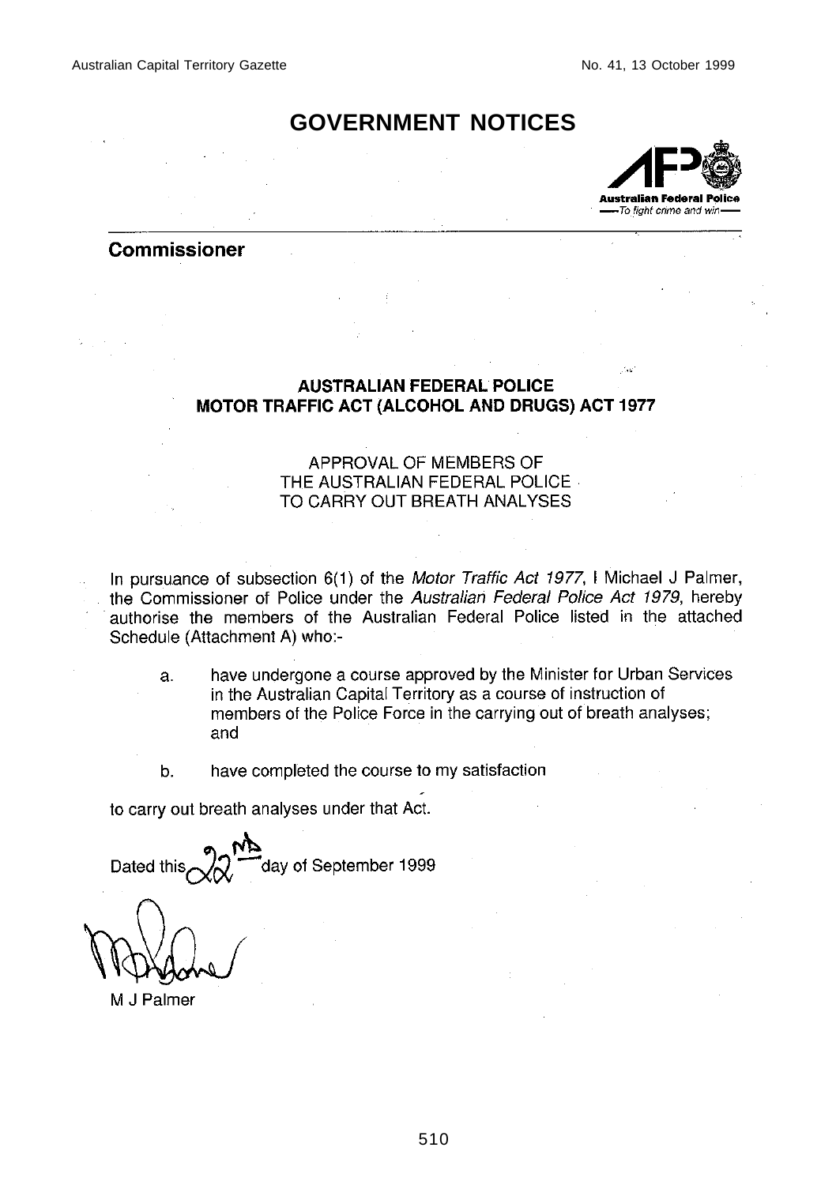# GOVERNMENT NOTICES

## Commissioner

### AUSTRALIAN FEDERAL POLICE
### MOTOR TRAFFIC ACT (ALCOHOL AND DRUGS) ACT 1977

APPROVAL OF MEMBERS OF
THE AUSTRALIAN FEDERAL POLICE
TO CARRY OUT BREATH ANALYSES

In pursuance of subsection 6(1) of the *Motor Traffic Act 1977*, I Michael J Palmer, the Commissioner of Police under the *Australian Federal Police Act 1979*, hereby authorise the members of the Australian Federal Police listed in the attached Schedule (Attachment A) who:-

a. have undergone a course approved by the Minister for Urban Services in the Australian Capital Territory as a course of instruction of members of the Police Force in the carrying out of breath analyses; and

b. have completed the course to my satisfaction

to carry out breath analyses under that Act.

Dated this 22nd day of September 1999

M J Palmer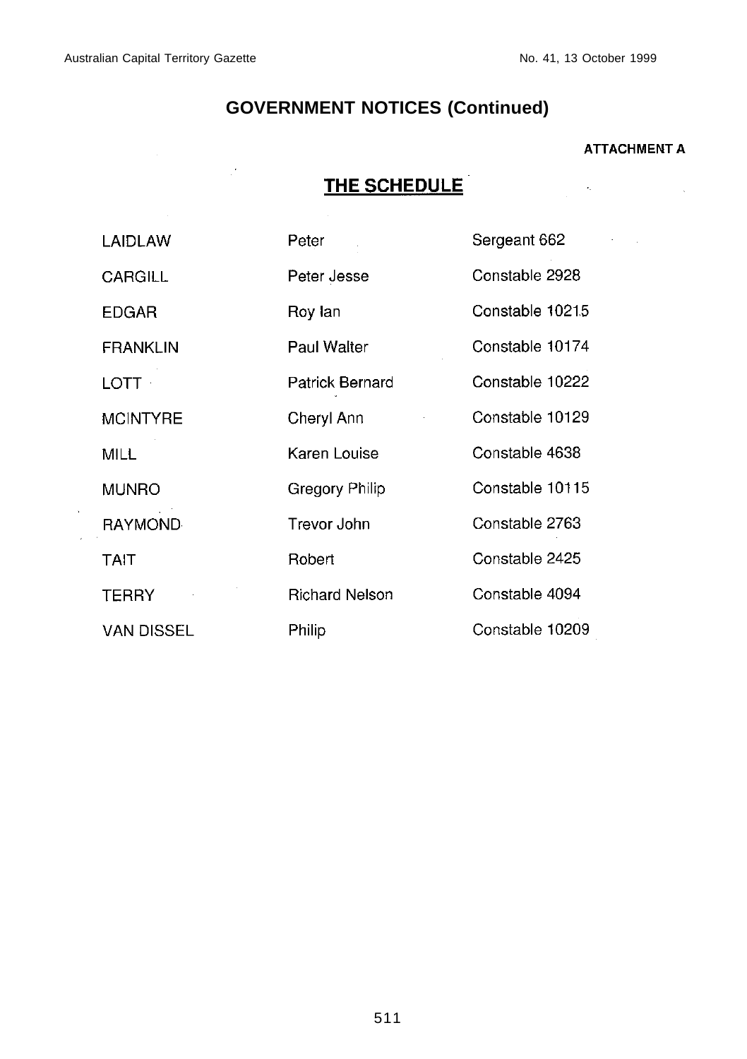## GOVERNMENT NOTICES (Continued)

**ATTACHMENT A**

### THE SCHEDULE

| | | |
|---|---|---|
| LAIDLAW | Peter | Sergeant 662 |
| CARGILL | Peter Jesse | Constable 2928 |
| EDGAR | Roy Ian | Constable 10215 |
| FRANKLIN | Paul Walter | Constable 10174 |
| LOTT | Patrick Bernard | Constable 10222 |
| MCINTYRE | Cheryl Ann | Constable 10129 |
| MILL | Karen Louise | Constable 4638 |
| MUNRO | Gregory Philip | Constable 10115 |
| RAYMOND | Trevor John | Constable 2763 |
| TAIT | Robert | Constable 2425 |
| TERRY | Richard Nelson | Constable 4094 |
| VAN DISSEL | Philip | Constable 10209 |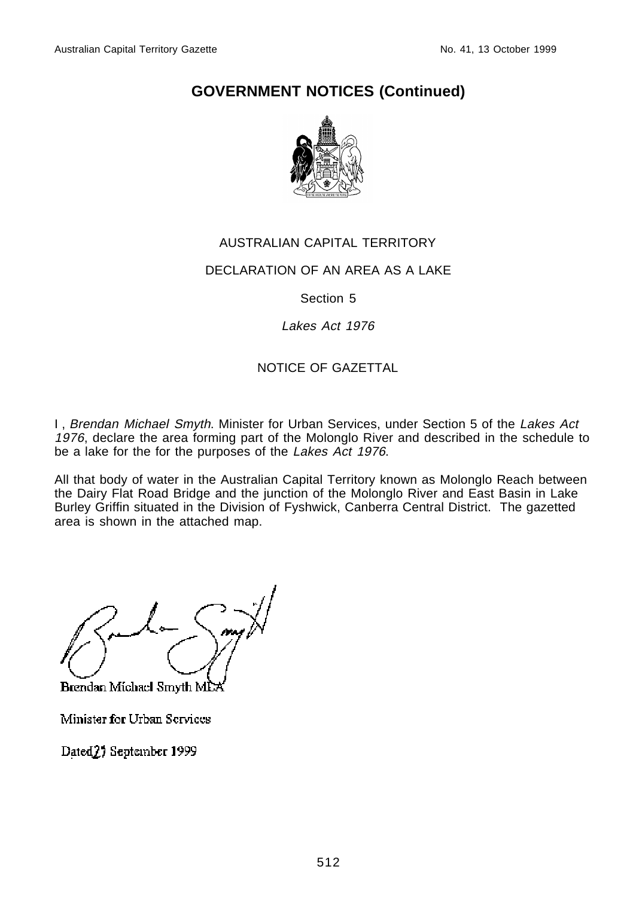## GOVERNMENT NOTICES (Continued)

AUSTRALIAN CAPITAL TERRITORY

DECLARATION OF AN AREA AS A LAKE

Section 5

*Lakes Act 1976*

NOTICE OF GAZETTAL

I , *Brendan Michael Smyth*. Minister for Urban Services, under Section 5 of the *Lakes Act 1976*, declare the area forming part of the Molonglo River and described in the schedule to be a lake for the for the purposes of the *Lakes Act 1976*.

All that body of water in the Australian Capital Territory known as Molonglo Reach between the Dairy Flat Road Bridge and the junction of the Molonglo River and East Basin in Lake Burley Griffin situated in the Division of Fyshwick, Canberra Central District. The gazetted area is shown in the attached map.

Brendan Michael Smyth MLA

Minister for Urban Services

Dated 23 September 1999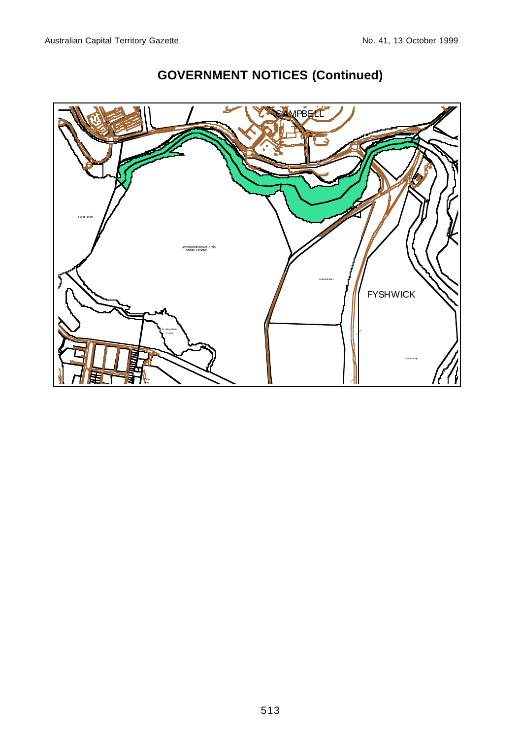## GOVERNMENT NOTICES (Continued)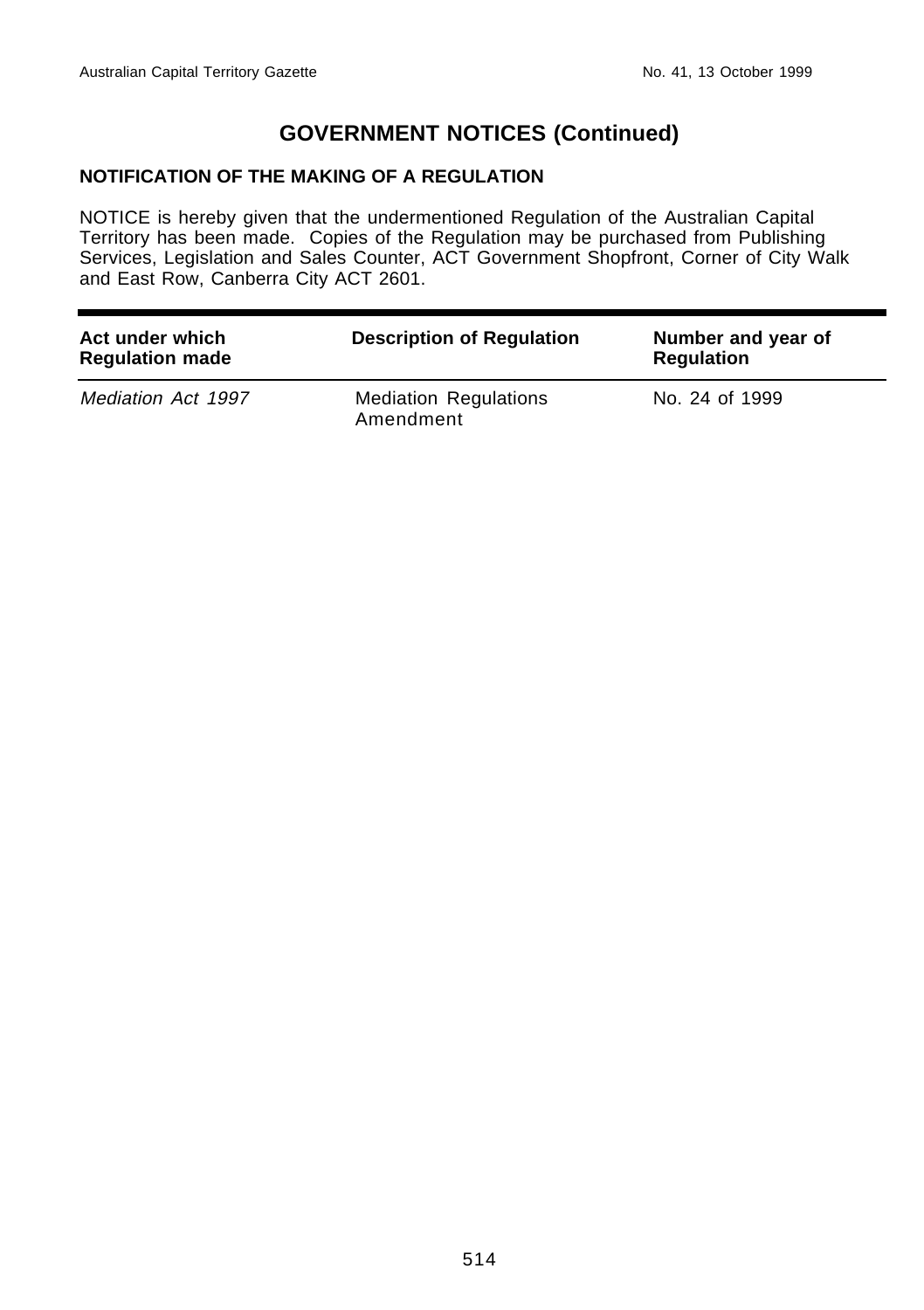# GOVERNMENT NOTICES (Continued)

## NOTIFICATION OF THE MAKING OF A REGULATION

NOTICE is hereby given that the undermentioned Regulation of the Australian Capital Territory has been made. Copies of the Regulation may be purchased from Publishing Services, Legislation and Sales Counter, ACT Government Shopfront, Corner of City Walk and East Row, Canberra City ACT 2601.

| Act under which Regulation made | Description of Regulation | Number and year of Regulation |
|---|---|---|
| *Mediation Act 1997* | Mediation Regulations Amendment | No. 24 of 1999 |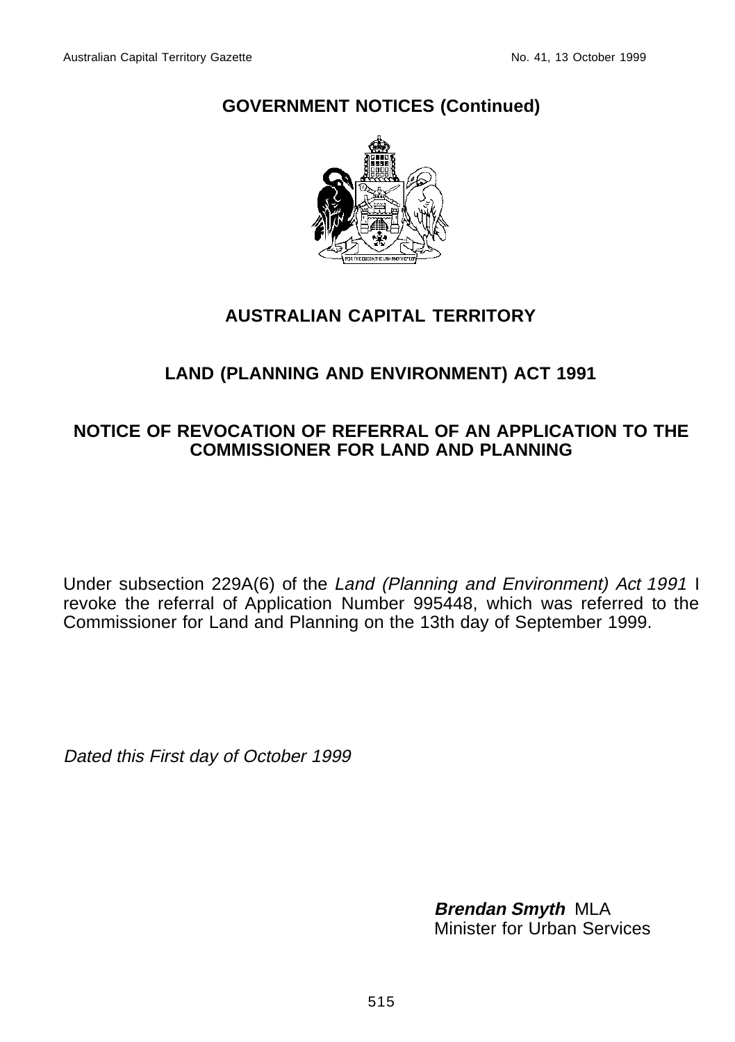## GOVERNMENT NOTICES (Continued)

# AUSTRALIAN CAPITAL TERRITORY

## LAND (PLANNING AND ENVIRONMENT) ACT 1991

## NOTICE OF REVOCATION OF REFERRAL OF AN APPLICATION TO THE COMMISSIONER FOR LAND AND PLANNING

Under subsection 229A(6) of the *Land (Planning and Environment) Act 1991* I revoke the referral of Application Number 995448, which was referred to the Commissioner for Land and Planning on the 13th day of September 1999.

*Dated this First day of October 1999*

***Brendan Smyth*** MLA
Minister for Urban Services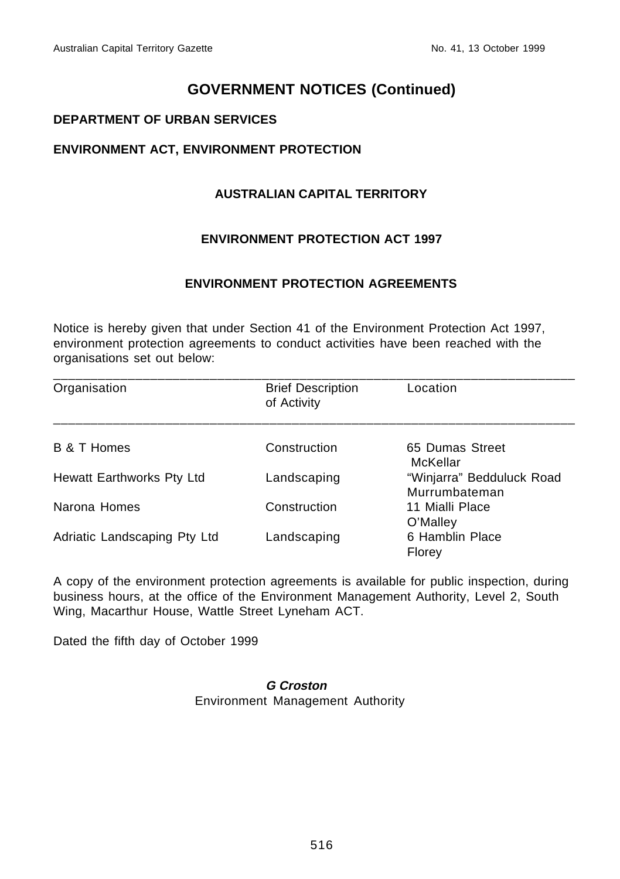# GOVERNMENT NOTICES (Continued)

**DEPARTMENT OF URBAN SERVICES**

**ENVIRONMENT ACT, ENVIRONMENT PROTECTION**

### AUSTRALIAN CAPITAL TERRITORY

### ENVIRONMENT PROTECTION ACT 1997

### ENVIRONMENT PROTECTION AGREEMENTS

Notice is hereby given that under Section 41 of the Environment Protection Act 1997, environment protection agreements to conduct activities have been reached with the organisations set out below:

| Organisation | Brief Description of Activity | Location |
|---|---|---|
| B & T Homes | Construction | 65 Dumas Street McKellar |
| Hewatt Earthworks Pty Ltd | Landscaping | "Winjarra" Bedduluck Road Murrumbateman |
| Narona Homes | Construction | 11 Mialli Place O'Malley |
| Adriatic Landscaping Pty Ltd | Landscaping | 6 Hamblin Place Florey |

A copy of the environment protection agreements is available for public inspection, during business hours, at the office of the Environment Management Authority, Level 2, South Wing, Macarthur House, Wattle Street Lyneham ACT.

Dated the fifth day of October 1999

***G Croston***
Environment Management Authority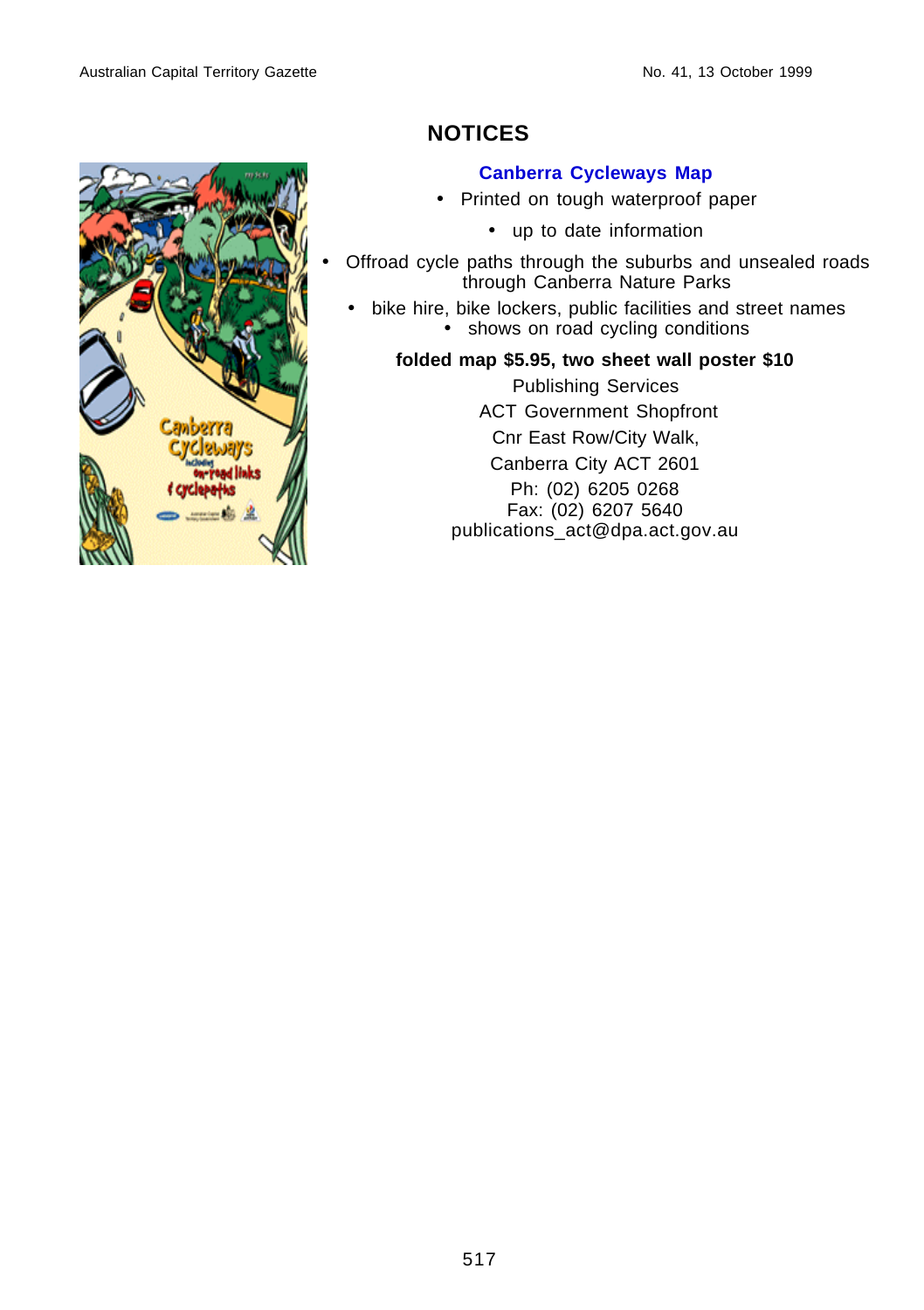## NOTICES

### Canberra Cycleways Map

- Printed on tough waterproof paper
- up to date information
- Offroad cycle paths through the suburbs and unsealed roads through Canberra Nature Parks
- bike hire, bike lockers, public facilities and street names
- shows on road cycling conditions

**folded map $5.95, two sheet wall poster $10**

Publishing Services
ACT Government Shopfront
Cnr East Row/City Walk,
Canberra City ACT 2601
Ph: (02) 6205 0268
Fax: (02) 6207 5640
publications_act@dpa.act.gov.au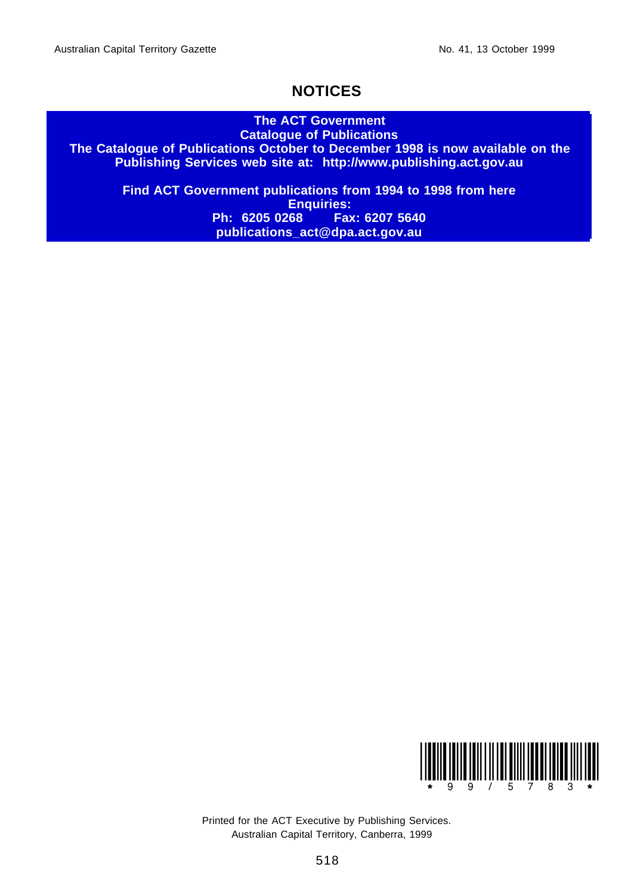# NOTICES

**The ACT Government**
**Catalogue of Publications**
**The Catalogue of Publications October to December 1998 is now available on the Publishing Services web site at: http://www.publishing.act.gov.au**

**Find ACT Government publications from 1994 to 1998 from here**
**Enquiries:**
**Ph: 6205 0268 Fax: 6207 5640**
**publications_act@dpa.act.gov.au**

*99/5783*

Printed for the ACT Executive by Publishing Services.
Australian Capital Territory, Canberra, 1999